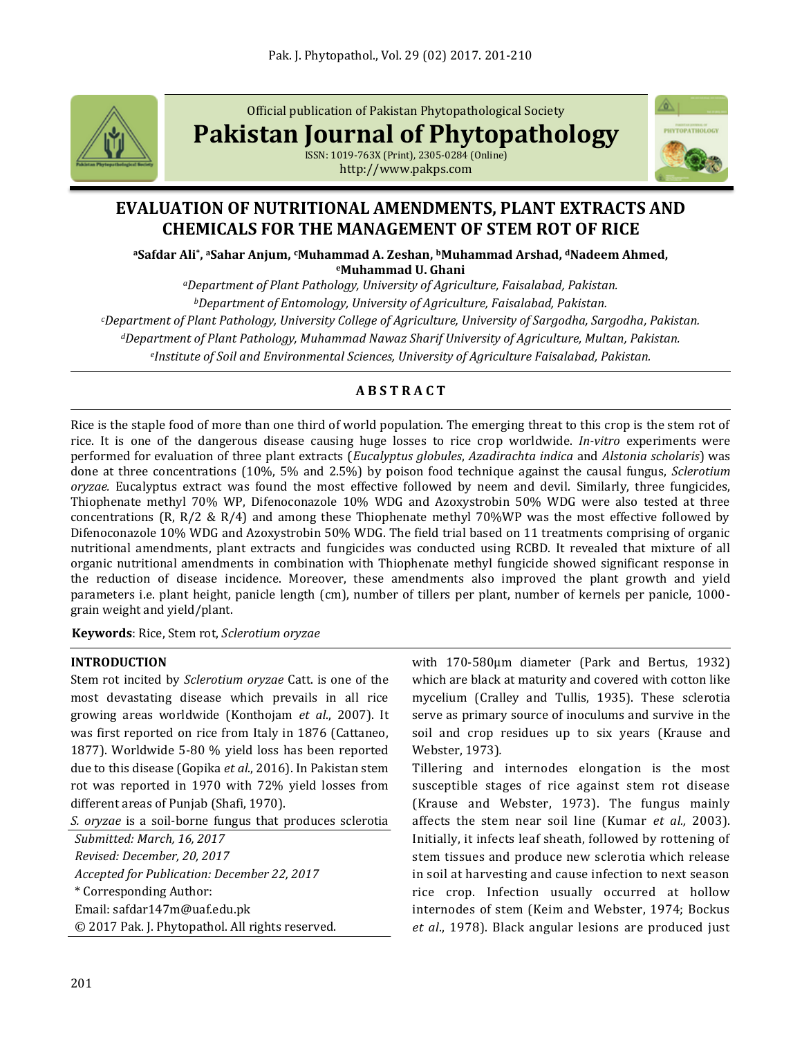Official publication of Pakistan Phytopathological Society

**Pakistan Journal of Phytopathology**

ISSN: 1019-763X (Print), 2305-0284 (Online)
http://www.pakps.com

# EVALUATION OF NUTRITIONAL AMENDMENTS, PLANT EXTRACTS AND CHEMICALS FOR THE MANAGEMENT OF STEM ROT OF RICE

**[a]Safdar Ali[*], [a]Sahar Anjum, [c]Muhammad A. Zeshan, [b]Muhammad Arshad, [d]Nadeem Ahmed, [e]Muhammad U. Ghani**

[a] *Department of Plant Pathology, University of Agriculture, Faisalabad, Pakistan.*
[b] *Department of Entomology, University of Agriculture, Faisalabad, Pakistan.*
[c] *Department of Plant Pathology, University College of Agriculture, University of Sargodha, Sargodha, Pakistan.*
[d] *Department of Plant Pathology, Muhammad Nawaz Sharif University of Agriculture, Multan, Pakistan.*
[e] *Institute of Soil and Environmental Sciences, University of Agriculture Faisalabad, Pakistan.*

## ABSTRACT

Rice is the staple food of more than one third of world population. The emerging threat to this crop is the stem rot of rice. It is one of the dangerous disease causing huge losses to rice crop worldwide. *In-vitro* experiments were performed for evaluation of three plant extracts (*Eucalyptus globules*, *Azadirachta indica* and *Alstonia scholaris*) was done at three concentrations (10%, 5% and 2.5%) by poison food technique against the causal fungus, *Sclerotium oryzae.* Eucalyptus extract was found the most effective followed by neem and devil. Similarly, three fungicides, Thiophenate methyl 70% WP, Difenoconazole 10% WDG and Azoxystrobin 50% WDG were also tested at three concentrations (R, R/2 & R/4) and among these Thiophenate methyl 70%WP was the most effective followed by Difenoconazole 10% WDG and Azoxystrobin 50% WDG. The field trial based on 11 treatments comprising of organic nutritional amendments, plant extracts and fungicides was conducted using RCBD. It revealed that mixture of all organic nutritional amendments in combination with Thiophenate methyl fungicide showed significant response in the reduction of disease incidence. Moreover, these amendments also improved the plant growth and yield parameters i.e. plant height, panicle length (cm), number of tillers per plant, number of kernels per panicle, 1000-grain weight and yield/plant.

**Keywords**: Rice, Stem rot, *Sclerotium oryzae*

## INTRODUCTION

Stem rot incited by *Sclerotium oryzae* Catt. is one of the most devastating disease which prevails in all rice growing areas worldwide (Konthojam *et al*., 2007). It was first reported on rice from Italy in 1876 (Cattaneo, 1877). Worldwide 5-80 % yield loss has been reported due to this disease (Gopika *et al*., 2016). In Pakistan stem rot was reported in 1970 with 72% yield losses from different areas of Punjab (Shafi, 1970).

*S. oryzae* is a soil-borne fungus that produces sclerotia with 170-580µm diameter (Park and Bertus, 1932) which are black at maturity and covered with cotton like mycelium (Cralley and Tullis, 1935). These sclerotia serve as primary source of inoculums and survive in the soil and crop residues up to six years (Krause and Webster, 1973).

Tillering and internodes elongation is the most susceptible stages of rice against stem rot disease (Krause and Webster, 1973). The fungus mainly affects the stem near soil line (Kumar *et al.,* 2003). Initially, it infects leaf sheath, followed by rottening of stem tissues and produce new sclerotia which release in soil at harvesting and cause infection to next season rice crop. Infection usually occurred at hollow internodes of stem (Keim and Webster, 1974; Bockus *et al*., 1978). Black angular lesions are produced just

*Submitted: March, 16, 2017*
*Revised: December, 20, 2017*
*Accepted for Publication: December 22, 2017*
\* Corresponding Author:
Email: safdar147m@uaf.edu.pk
© 2017 Pak. J. Phytopathol. All rights reserved.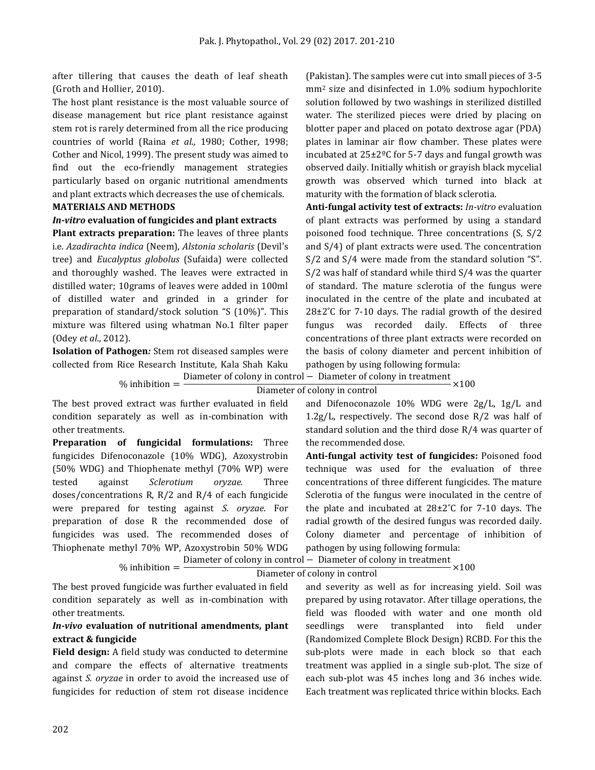after tillering that causes the death of leaf sheath (Groth and Hollier, 2010).

The host plant resistance is the most valuable source of disease management but rice plant resistance against stem rot is rarely determined from all the rice producing countries of world (Raina *et al*., 1980; Cother, 1998; Cother and Nicol, 1999). The present study was aimed to find out the eco-friendly management strategies particularly based on organic nutritional amendments and plant extracts which decreases the use of chemicals.

## MATERIALS AND METHODS

### *In-vitro* evaluation of fungicides and plant extracts

**Plant extracts preparation:** The leaves of three plants i.e. *Azadirachta indica* (Neem), *Alstonia scholaris* (Devil's tree) and *Eucalyptus globolus* (Sufaida) were collected and thoroughly washed. The leaves were extracted in distilled water; 10grams of leaves were added in 100ml of distilled water and grinded in a grinder for preparation of standard/stock solution "S (10%)". This mixture was filtered using whatman No.1 filter paper (Odey *et al*., 2012).

**Isolation of Pathogen*:*** Stem rot diseased samples were collected from Rice Research Institute, Kala Shah Kaku (Pakistan). The samples were cut into small pieces of 3-5 $mm^2$ size and disinfected in 1.0% sodium hypochlorite solution followed by two washings in sterilized distilled water. The sterilized pieces were dried by placing on blotter paper and placed on potato dextrose agar (PDA) plates in laminar air flow chamber. These plates were incubated at 25±2ºC for 5-7 days and fungal growth was observed daily. Initially whitish or grayish black mycelial growth was observed which turned into black at maturity with the formation of black sclerotia.

**Anti-fungal activity test of extracts:** *In-vitro* evaluation of plant extracts was performed by using a standard poisoned food technique. Three concentrations (S, S/2 and S/4) of plant extracts were used. The concentration S/2 and S/4 were made from the standard solution "S". S/2 was half of standard while third S/4 was the quarter of standard. The mature sclerotia of the fungus were inoculated in the centre of the plate and incubated at 28±2˚C for 7-10 days. The radial growth of the desired fungus was recorded daily. Effects of three concentrations of three plant extracts were recorded on the basis of colony diameter and percent inhibition of pathogen by using following formula:

$$\%\ \text{inhibition} = \frac{\text{Diameter of colony in control} - \text{Diameter of colony in treatment}}{\text{Diameter of colony in control}} \times 100$$

The best proved extract was further evaluated in field condition separately as well as in-combination with other treatments.

**Preparation of fungicidal formulations:** Three fungicides Difenoconazole (10% WDG), Azoxystrobin (50% WDG) and Thiophenate methyl (70% WP) were tested against *Sclerotium oryzae.* Three doses/concentrations R, R/2 and R/4 of each fungicide were prepared for testing against *S. oryzae*. For preparation of dose R the recommended dose of fungicides was used. The recommended doses of Thiophenate methyl 70% WP, Azoxystrobin 50% WDG and Difenoconazole 10% WDG were 2g/L, 1g/L and 1.2g/L, respectively. The second dose R/2 was half of standard solution and the third dose R/4 was quarter of the recommended dose.

**Anti-fungal activity test of fungicides:** Poisoned food technique was used for the evaluation of three concentrations of three different fungicides. The mature Sclerotia of the fungus were inoculated in the centre of the plate and incubated at 28±2˚C for 7-10 days. The radial growth of the desired fungus was recorded daily. Colony diameter and percentage of inhibition of pathogen by using following formula:

$$\%\ \text{inhibition} = \frac{\text{Diameter of colony in control} - \text{Diameter of colony in treatment}}{\text{Diameter of colony in control}} \times 100$$

The best proved fungicide was further evaluated in field condition separately as well as in-combination with other treatments.

### *In-vivo* evaluation of nutritional amendments, plant extract & fungicide

**Field design:** A field study was conducted to determine and compare the effects of alternative treatments against *S. oryzae* in order to avoid the increased use of fungicides for reduction of stem rot disease incidence and severity as well as for increasing yield. Soil was prepared by using rotavator. After tillage operations, the field was flooded with water and one month old seedlings were transplanted into field under (Randomized Complete Block Design) RCBD. For this the sub-plots were made in each block so that each treatment was applied in a single sub-plot. The size of each sub-plot was 45 inches long and 36 inches wide. Each treatment was replicated thrice within blocks. Each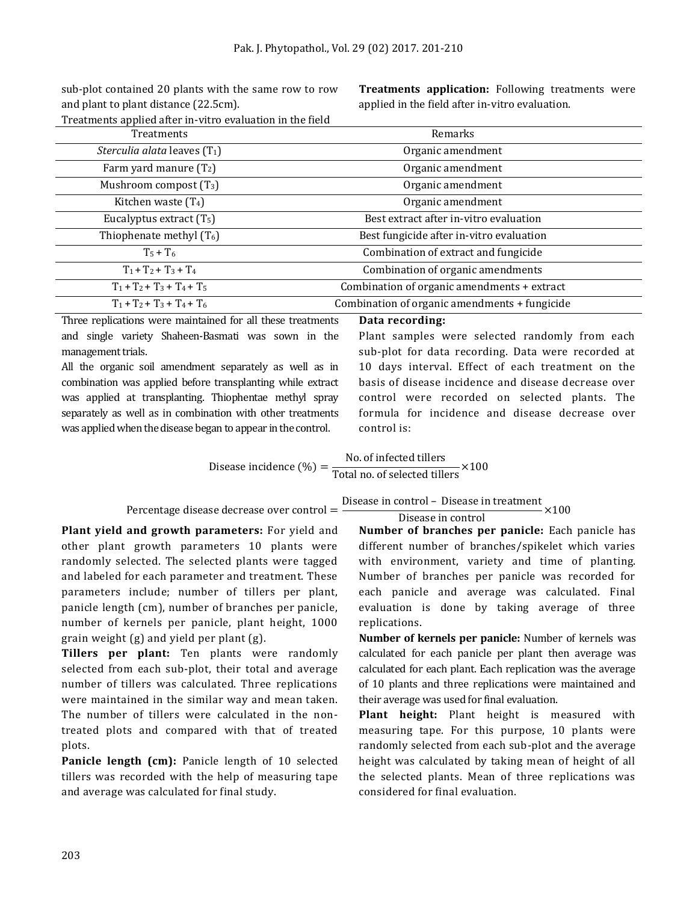sub-plot contained 20 plants with the same row to row and plant to plant distance (22.5cm).

**Treatments application:** Following treatments were applied in the field after in-vitro evaluation.

Treatments applied after in-vitro evaluation in the field

| Treatments | Remarks |
|---|---|
| *Sterculia alata* leaves ($T_1$) | Organic amendment |
| Farm yard manure ($T_2$) | Organic amendment |
| Mushroom compost ($T_3$) | Organic amendment |
| Kitchen waste ($T_4$) | Organic amendment |
| Eucalyptus extract ($T_5$) | Best extract after in-vitro evaluation |
| Thiophenate methyl ($T_6$) | Best fungicide after in-vitro evaluation |
| $T_5 + T_6$ | Combination of extract and fungicide |
| $T_1 + T_2 + T_3 + T_4$ | Combination of organic amendments |
| $T_1 + T_2 + T_3 + T_4 + T_5$ | Combination of organic amendments + extract |
| $T_1 + T_2 + T_3 + T_4 + T_6$ | Combination of organic amendments + fungicide |

Three replications were maintained for all these treatments and single variety Shaheen-Basmati was sown in the management trials.

All the organic soil amendment separately as well as in combination was applied before transplanting while extract was applied at transplanting. Thiophentae methyl spray separately as well as in combination with other treatments was applied when the disease began to appear in the control.

**Data recording:**

Plant samples were selected randomly from each sub-plot for data recording. Data were recorded at 10 days interval. Effect of each treatment on the basis of disease incidence and disease decrease over control were recorded on selected plants. The formula for incidence and disease decrease over control is:

$$\text{Disease incidence (\%)} = \frac{\text{No. of infected tillers}}{\text{Total no. of selected tillers}} \times 100$$

$$\text{Percentage disease decrease over control} = \frac{\text{Disease in control} - \text{Disease in treatment}}{\text{Disease in control}} \times 100$$

**Plant yield and growth parameters:** For yield and other plant growth parameters 10 plants were randomly selected. The selected plants were tagged and labeled for each parameter and treatment. These parameters include; number of tillers per plant, panicle length (cm), number of branches per panicle, number of kernels per panicle, plant height, 1000 grain weight (g) and yield per plant (g).

**Tillers per plant:** Ten plants were randomly selected from each sub-plot, their total and average number of tillers was calculated. Three replications were maintained in the similar way and mean taken. The number of tillers were calculated in the non-treated plots and compared with that of treated plots.

**Panicle length (cm):** Panicle length of 10 selected tillers was recorded with the help of measuring tape and average was calculated for final study.

**Number of branches per panicle:** Each panicle has different number of branches/spikelet which varies with environment, variety and time of planting. Number of branches per panicle was recorded for each panicle and average was calculated. Final evaluation is done by taking average of three replications.

**Number of kernels per panicle:** Number of kernels was calculated for each panicle per plant then average was calculated for each plant. Each replication was the average of 10 plants and three replications were maintained and their average was used for final evaluation.

**Plant height:** Plant height is measured with measuring tape. For this purpose, 10 plants were randomly selected from each sub-plot and the average height was calculated by taking mean of height of all the selected plants. Mean of three replications was considered for final evaluation.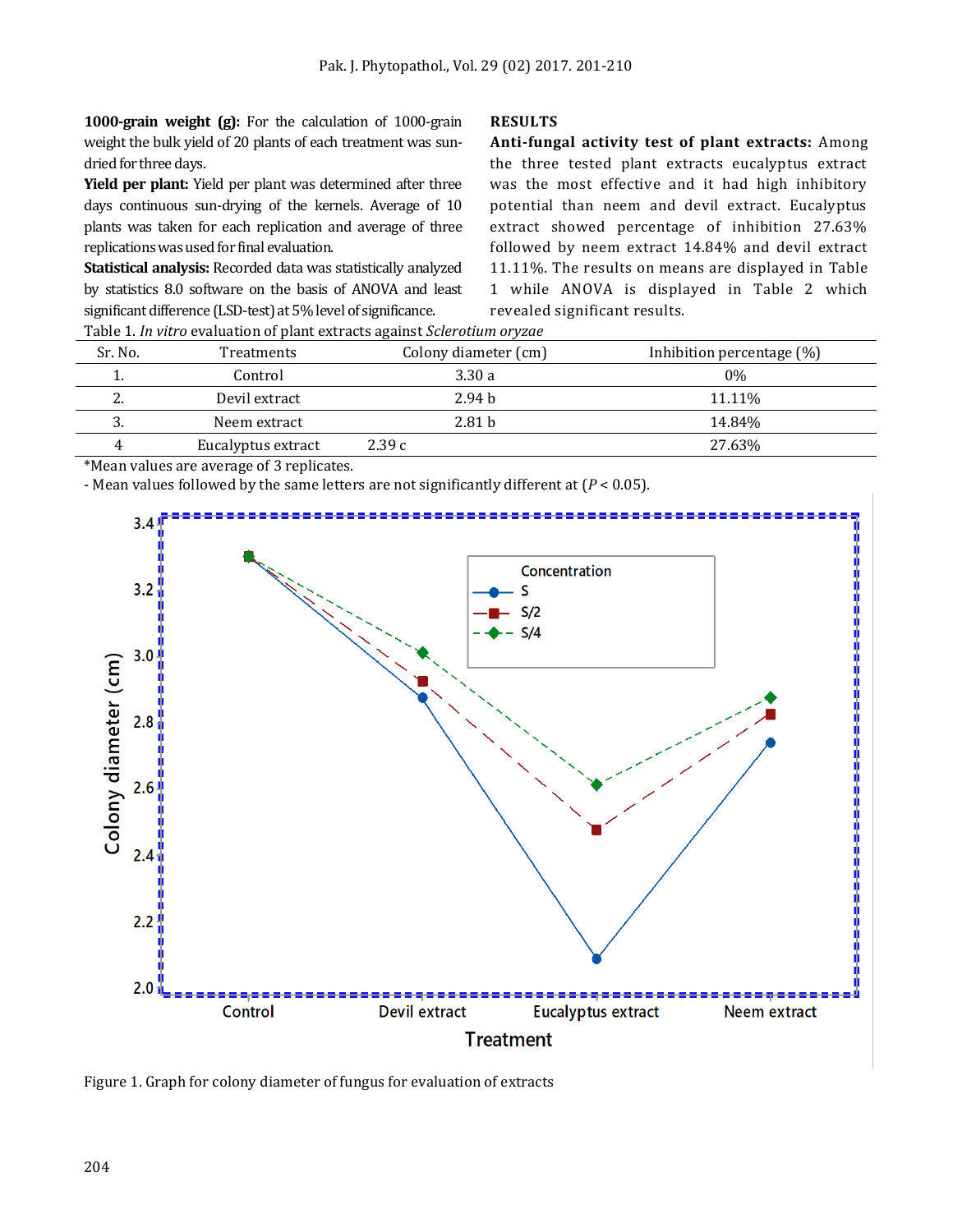**1000-grain weight (g):** For the calculation of 1000-grain weight the bulk yield of 20 plants of each treatment was sun-dried for three days.

**Yield per plant:** Yield per plant was determined after three days continuous sun-drying of the kernels. Average of 10 plants was taken for each replication and average of three replications was used for final evaluation.

**Statistical analysis:** Recorded data was statistically analyzed by statistics 8.0 software on the basis of ANOVA and least significant difference (LSD-test) at 5% level of significance.

## RESULTS

**Anti-fungal activity test of plant extracts:** Among the three tested plant extracts eucalyptus extract was the most effective and it had high inhibitory potential than neem and devil extract. Eucalyptus extract showed percentage of inhibition 27.63% followed by neem extract 14.84% and devil extract 11.11%. The results on means are displayed in Table 1 while ANOVA is displayed in Table 2 which revealed significant results.

Table 1. *In vitro* evaluation of plant extracts against *Sclerotium oryzae*

| Sr. No. | Treatments | Colony diameter (cm) | Inhibition percentage (%) |
|---|---|---|---|
| 1. | Control | 3.30 a | 0% |
| 2. | Devil extract | 2.94 b | 11.11% |
| 3. | Neem extract | 2.81 b | 14.84% |
| 4 | Eucalyptus extract | 2.39 c | 27.63% |

*Mean values are average of 3 replicates.

- Mean values followed by the same letters are not significantly different at ($P < 0.05$).

Figure 1. Graph for colony diameter of fungus for evaluation of extracts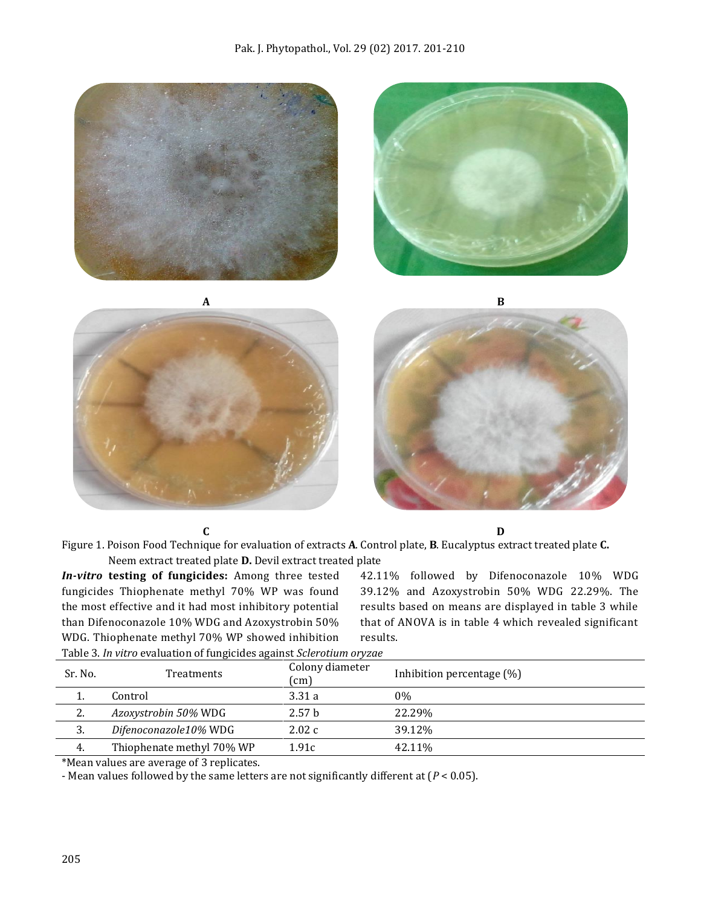A

B

C

D

Figure 1. Poison Food Technique for evaluation of extracts **A**. Control plate, **B**. Eucalyptus extract treated plate **C.** Neem extract treated plate **D.** Devil extract treated plate

***In-vitro* testing of fungicides:** Among three tested fungicides Thiophenate methyl 70% WP was found the most effective and it had most inhibitory potential than Difenoconazole 10% WDG and Azoxystrobin 50% WDG. Thiophenate methyl 70% WP showed inhibition 42.11% followed by Difenoconazole 10% WDG 39.12% and Azoxystrobin 50% WDG 22.29%. The results based on means are displayed in table 3 while that of ANOVA is in table 4 which revealed significant results.

Table 3. *In vitro* evaluation of fungicides against *Sclerotium oryzae*

| Sr. No. | Treatments | Colony diameter (cm) | Inhibition percentage (%) |
|---|---|---|---|
| 1. | Control | 3.31 a | 0% |
| 2. | *Azoxystrobin 50%* WDG | 2.57 b | 22.29% |
| 3. | *Difenoconazole10%* WDG | 2.02 c | 39.12% |
| 4. | Thiophenate methyl 70% WP | 1.91c | 42.11% |

*Mean values are average of 3 replicates.

- Mean values followed by the same letters are not significantly different at ($P < 0.05$).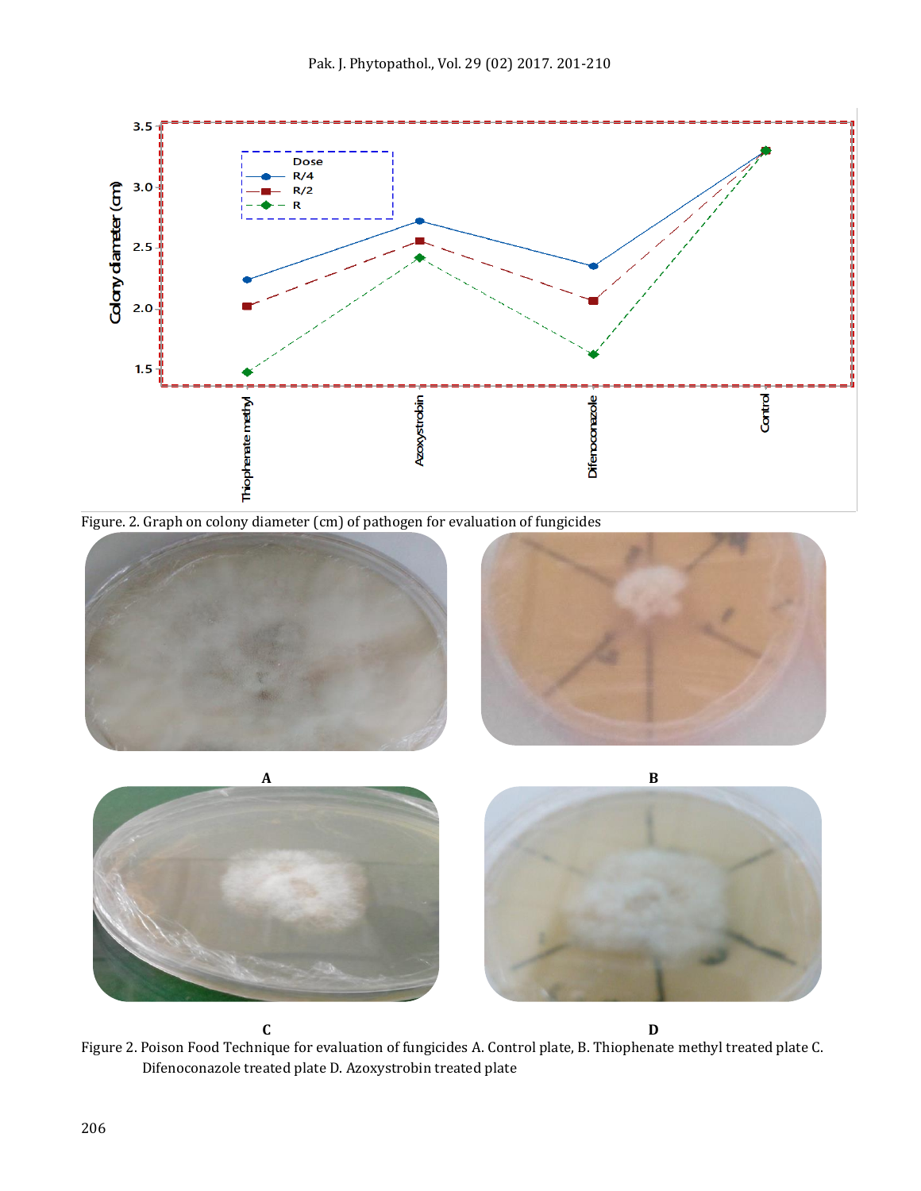Figure. 2. Graph on colony diameter (cm) of pathogen for evaluation of fungicides

A

B

C

D

Figure 2. Poison Food Technique for evaluation of fungicides A. Control plate, B. Thiophenate methyl treated plate C. Difenoconazole treated plate D. Azoxystrobin treated plate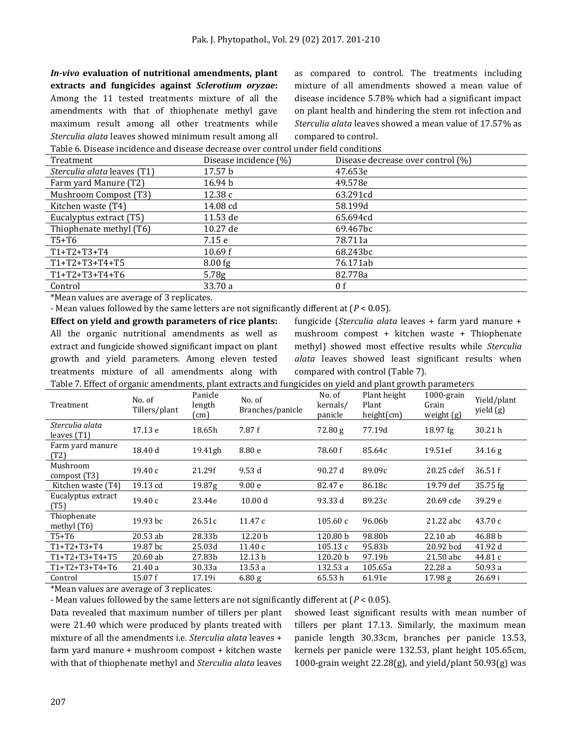***In-vivo* evaluation of nutritional amendments, plant extracts and fungicides against *Sclerotium oryzae*:** Among the 11 tested treatments mixture of all the amendments with that of thiophenate methyl gave maximum result among all other treatments while *Sterculia alata* leaves showed minimum result among all as compared to control. The treatments including mixture of all amendments showed a mean value of disease incidence 5.78% which had a significant impact on plant health and hindering the stem rot infection and *Sterculia alata* leaves showed a mean value of 17.57% as compared to control.

Table 6. Disease incidence and disease decrease over control under field conditions

| Treatment | Disease incidence (%) | Disease decrease over control (%) |
|---|---|---|
| *Sterculia alata* leaves (T1) | 17.57 b | 47.653e |
| Farm yard Manure (T2) | 16.94 b | 49.578e |
| Mushroom Compost (T3) | 12.38 c | 63.291cd |
| Kitchen waste (T4) | 14.08 cd | 58.199d |
| Eucalyptus extract (T5) | 11.53 de | 65.694cd |
| Thiophenate methyl (T6) | 10.27 de | 69.467bc |
| T5+T6 | 7.15 e | 78.711a |
| T1+T2+T3+T4 | 10.69 f | 68.243bc |
| T1+T2+T3+T4+T5 | 8.00 fg | 76.171ab |
| T1+T2+T3+T4+T6 | 5.78g | 82.778a |
| Control | 33.70 a | 0 f |

*Mean values are average of 3 replicates.

- Mean values followed by the same letters are not significantly different at ($P < 0.05$).

**Effect on yield and growth parameters of rice plants:** All the organic nutritional amendments as well as extract and fungicide showed significant impact on plant growth and yield parameters. Among eleven tested treatments mixture of all amendments along with fungicide (*Sterculia alata* leaves + farm yard manure + mushroom compost + kitchen waste + Thiophenate methyl) showed most effective results while *Sterculia alata* leaves showed least significant results when compared with control (Table 7).

Table 7. Effect of organic amendments, plant extracts and fungicides on yield and plant growth parameters

| Treatment | No. of Tillers/plant | Panicle length (cm) | No. of Branches/panicle | No. of kernals/ panicle | Plant height Plant height(cm) | 1000-grain Grain weight (g) | Yield/plant yield (g) |
|---|---|---|---|---|---|---|---|
| *Sterculia alata* leaves (T1) | 17.13 e | 18.65h | 7.87 f | 72.80 g | 77.19d | 18.97 fg | 30.21 h |
| Farm yard manure (T2) | 18.40 d | 19.41gh | 8.80 e | 78.60 f | 85.64c | 19.51ef | 34.16 g |
| Mushroom compost (T3) | 19.40 c | 21.29f | 9.53 d | 90.27 d | 89.09c | 20.25 cdef | 36.51 f |
| Kitchen waste (T4) | 19.13 cd | 19.87g | 9.00 e | 82.47 e | 86.18c | 19.79 def | 35.75 fg |
| Eucalyptus extract (T5) | 19.40 c | 23.44e | 10.00 d | 93.33 d | 89.23c | 20.69 cde | 39.29 e |
| Thiophenate methyl (T6) | 19.93 bc | 26.51c | 11.47 c | 105.60 c | 96.06b | 21.22 abc | 43.70 c |
| T5+T6 | 20.53 ab | 28.33b | 12.20 b | 120.80 b | 98.80b | 22.10 ab | 46.88 b |
| T1+T2+T3+T4 | 19.87 bc | 25.03d | 11.40 c | 105.13 c | 95.83b | 20.92 bcd | 41.92 d |
| T1+T2+T3+T4+T5 | 20.60 ab | 27.83b | 12.13 b | 120.20 b | 97.19b | 21.50 abc | 44.81 c |
| T1+T2+T3+T4+T6 | 21.40 a | 30.33a | 13.53 a | 132.53 a | 105.65a | 22.28 a | 50.93 a |
| Control | 15.07 f | 17.19i | 6.80 g | 65.53 h | 61.91e | 17.98 g | 26.69 i |

*Mean values are average of 3 replicates.

- Mean values followed by the same letters are not significantly different at ($P < 0.05$).

Data revealed that maximum number of tillers per plant were 21.40 which were produced by plants treated with mixture of all the amendments i.e. *Sterculia alata* leaves + farm yard manure + mushroom compost + kitchen waste with that of thiophenate methyl and *Sterculia alata* leaves showed least significant results with mean number of tillers per plant 17.13. Similarly, the maximum mean panicle length 30.33cm, branches per panicle 13.53, kernels per panicle were 132.53, plant height 105.65cm, 1000-grain weight 22.28(g), and yield/plant 50.93(g) was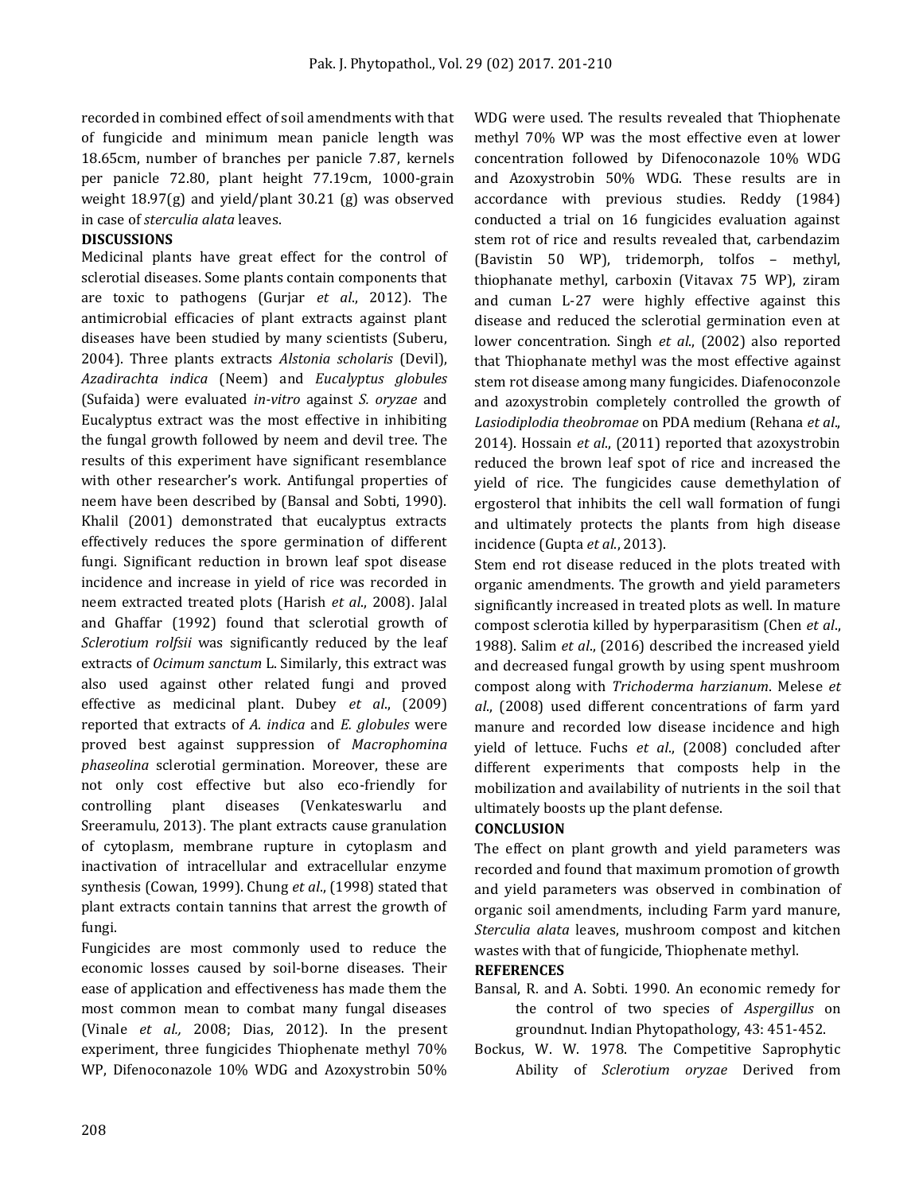recorded in combined effect of soil amendments with that of fungicide and minimum mean panicle length was 18.65cm, number of branches per panicle 7.87, kernels per panicle 72.80, plant height 77.19cm, 1000-grain weight 18.97(g) and yield/plant 30.21 (g) was observed in case of *sterculia alata* leaves.

**DISCUSSIONS**

Medicinal plants have great effect for the control of sclerotial diseases. Some plants contain components that are toxic to pathogens (Gurjar *et al*., 2012). The antimicrobial efficacies of plant extracts against plant diseases have been studied by many scientists (Suberu, 2004). Three plants extracts *Alstonia scholaris* (Devil), *Azadirachta indica* (Neem) and *Eucalyptus globules* (Sufaida) were evaluated *in-vitro* against *S. oryzae* and Eucalyptus extract was the most effective in inhibiting the fungal growth followed by neem and devil tree. The results of this experiment have significant resemblance with other researcher's work. Antifungal properties of neem have been described by (Bansal and Sobti, 1990). Khalil (2001) demonstrated that eucalyptus extracts effectively reduces the spore germination of different fungi. Significant reduction in brown leaf spot disease incidence and increase in yield of rice was recorded in neem extracted treated plots (Harish *et al*., 2008). Jalal and Ghaffar (1992) found that sclerotial growth of *Sclerotium rolfsii* was significantly reduced by the leaf extracts of *Ocimum sanctum* L. Similarly, this extract was also used against other related fungi and proved effective as medicinal plant. Dubey *et al*., (2009) reported that extracts of *A. indica* and *E. globules* were proved best against suppression of *Macrophomina phaseolina* sclerotial germination. Moreover, these are not only cost effective but also eco-friendly for controlling plant diseases (Venkateswarlu and Sreeramulu, 2013). The plant extracts cause granulation of cytoplasm, membrane rupture in cytoplasm and inactivation of intracellular and extracellular enzyme synthesis (Cowan, 1999). Chung *et al*., (1998) stated that plant extracts contain tannins that arrest the growth of fungi.

Fungicides are most commonly used to reduce the economic losses caused by soil-borne diseases. Their ease of application and effectiveness has made them the most common mean to combat many fungal diseases (Vinale *et al.,* 2008; Dias, 2012). In the present experiment, three fungicides Thiophenate methyl 70% WP, Difenoconazole 10% WDG and Azoxystrobin 50% WDG were used. The results revealed that Thiophenate methyl 70% WP was the most effective even at lower concentration followed by Difenoconazole 10% WDG and Azoxystrobin 50% WDG. These results are in accordance with previous studies. Reddy (1984) conducted a trial on 16 fungicides evaluation against stem rot of rice and results revealed that, carbendazim (Bavistin 50 WP), tridemorph, tolfos – methyl, thiophanate methyl, carboxin (Vitavax 75 WP), ziram and cuman L-27 were highly effective against this disease and reduced the sclerotial germination even at lower concentration. Singh *et al*., (2002) also reported that Thiophenate methyl was the most effective against stem rot disease among many fungicides. Diafenoconzole and azoxystrobin completely controlled the growth of *Lasiodiplodia theobromae* on PDA medium (Rehana *et al*., 2014). Hossain *et al*., (2011) reported that azoxystrobin reduced the brown leaf spot of rice and increased the yield of rice. The fungicides cause demethylation of ergosterol that inhibits the cell wall formation of fungi and ultimately protects the plants from high disease incidence (Gupta *et al.*, 2013).

Stem end rot disease reduced in the plots treated with organic amendments. The growth and yield parameters significantly increased in treated plots as well. In mature compost sclerotia killed by hyperparasitism (Chen *et al*., 1988). Salim *et al*., (2016) described the increased yield and decreased fungal growth by using spent mushroom compost along with *Trichoderma harzianum*. Melese *et al*., (2008) used different concentrations of farm yard manure and recorded low disease incidence and high yield of lettuce. Fuchs *et al*., (2008) concluded after different experiments that composts help in the mobilization and availability of nutrients in the soil that ultimately boosts up the plant defense.

**CONCLUSION**

The effect on plant growth and yield parameters was recorded and found that maximum promotion of growth and yield parameters was observed in combination of organic soil amendments, including Farm yard manure, *Sterculia alata* leaves, mushroom compost and kitchen wastes with that of fungicide, Thiophenate methyl.

**REFERENCES**

Bansal, R. and A. Sobti. 1990. An economic remedy for the control of two species of *Aspergillus* on groundnut. Indian Phytopathology, 43: 451-452.

Bockus, W. W. 1978. The Competitive Saprophytic Ability of *Sclerotium oryzae* Derived from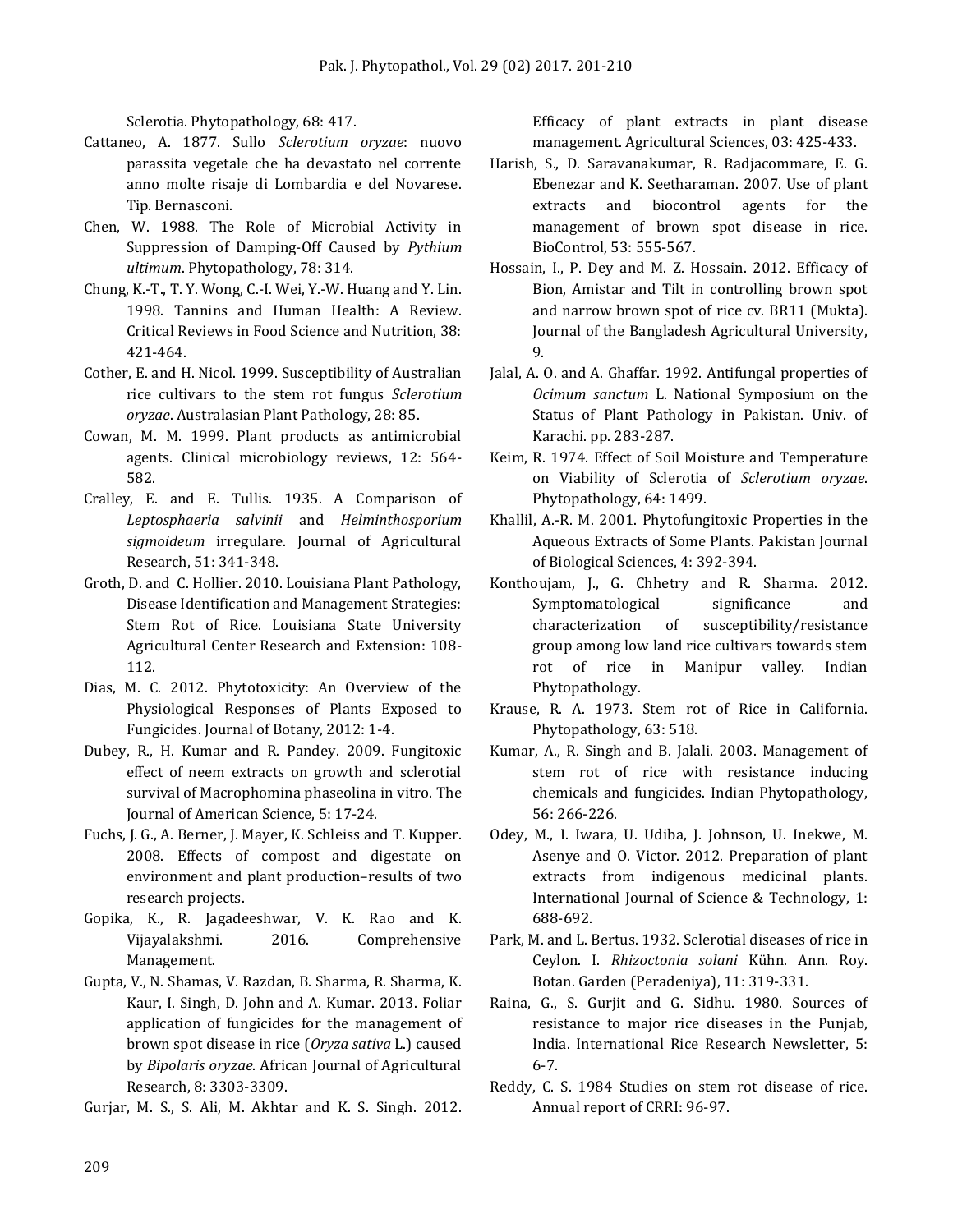Sclerotia. Phytopathology, 68: 417.

Cattaneo, A. 1877. Sullo *Sclerotium oryzae*: nuovo parassita vegetale che ha devastato nel corrente anno molte risaje di Lombardia e del Novarese. Tip. Bernasconi.

Chen, W. 1988. The Role of Microbial Activity in Suppression of Damping-Off Caused by *Pythium ultimum*. Phytopathology, 78: 314.

Chung, K.-T., T. Y. Wong, C.-I. Wei, Y.-W. Huang and Y. Lin. 1998. Tannins and Human Health: A Review. Critical Reviews in Food Science and Nutrition, 38: 421-464.

Cother, E. and H. Nicol. 1999. Susceptibility of Australian rice cultivars to the stem rot fungus *Sclerotium oryzae*. Australasian Plant Pathology, 28: 85.

Cowan, M. M. 1999. Plant products as antimicrobial agents. Clinical microbiology reviews, 12: 564-582.

Cralley, E. and E. Tullis. 1935. A Comparison of *Leptosphaeria salvinii* and *Helminthosporium sigmoideum* irregulare. Journal of Agricultural Research, 51: 341-348.

Groth, D. and C. Hollier. 2010. Louisiana Plant Pathology, Disease Identification and Management Strategies: Stem Rot of Rice. Louisiana State University Agricultural Center Research and Extension: 108-112.

Dias, M. C. 2012. Phytotoxicity: An Overview of the Physiological Responses of Plants Exposed to Fungicides. Journal of Botany, 2012: 1-4.

Dubey, R., H. Kumar and R. Pandey. 2009. Fungitoxic effect of neem extracts on growth and sclerotial survival of Macrophomina phaseolina in vitro. The Journal of American Science, 5: 17-24.

Fuchs, J. G., A. Berner, J. Mayer, K. Schleiss and T. Kupper. 2008. Effects of compost and digestate on environment and plant production–results of two research projects.

Gopika, K., R. Jagadeeshwar, V. K. Rao and K. Vijayalakshmi. 2016. Comprehensive Management.

Gupta, V., N. Shamas, V. Razdan, B. Sharma, R. Sharma, K. Kaur, I. Singh, D. John and A. Kumar. 2013. Foliar application of fungicides for the management of brown spot disease in rice (*Oryza sativa* L.) caused by *Bipolaris oryzae*. African Journal of Agricultural Research, 8: 3303-3309.

Gurjar, M. S., S. Ali, M. Akhtar and K. S. Singh. 2012. Efficacy of plant extracts in plant disease management. Agricultural Sciences, 03: 425-433.

Harish, S., D. Saravanakumar, R. Radjacommare, E. G. Ebenezar and K. Seetharaman. 2007. Use of plant extracts and biocontrol agents for the management of brown spot disease in rice. BioControl, 53: 555-567.

Hossain, I., P. Dey and M. Z. Hossain. 2012. Efficacy of Bion, Amistar and Tilt in controlling brown spot and narrow brown spot of rice cv. BR11 (Mukta). Journal of the Bangladesh Agricultural University, 9.

Jalal, A. O. and A. Ghaffar. 1992. Antifungal properties of *Ocimum sanctum* L. National Symposium on the Status of Plant Pathology in Pakistan. Univ. of Karachi. pp. 283-287.

Keim, R. 1974. Effect of Soil Moisture and Temperature on Viability of Sclerotia of *Sclerotium oryzae*. Phytopathology, 64: 1499.

Khallil, A.-R. M. 2001. Phytofungitoxic Properties in the Aqueous Extracts of Some Plants. Pakistan Journal of Biological Sciences, 4: 392-394.

Konthoujam, J., G. Chhetry and R. Sharma. 2012. Symptomatological significance and characterization of susceptibility/resistance group among low land rice cultivars towards stem rot of rice in Manipur valley. Indian Phytopathology.

Krause, R. A. 1973. Stem rot of Rice in California. Phytopathology, 63: 518.

Kumar, A., R. Singh and B. Jalali. 2003. Management of stem rot of rice with resistance inducing chemicals and fungicides. Indian Phytopathology, 56: 266-226.

Odey, M., I. Iwara, U. Udiba, J. Johnson, U. Inekwe, M. Asenye and O. Victor. 2012. Preparation of plant extracts from indigenous medicinal plants. International Journal of Science & Technology, 1: 688-692.

Park, M. and L. Bertus. 1932. Sclerotial diseases of rice in Ceylon. I. *Rhizoctonia solani* Kühn. Ann. Roy. Botan. Garden (Peradeniya), 11: 319-331.

Raina, G., S. Gurjit and G. Sidhu. 1980. Sources of resistance to major rice diseases in the Punjab, India. International Rice Research Newsletter, 5: 6-7.

Reddy, C. S. 1984 Studies on stem rot disease of rice. Annual report of CRRI: 96-97.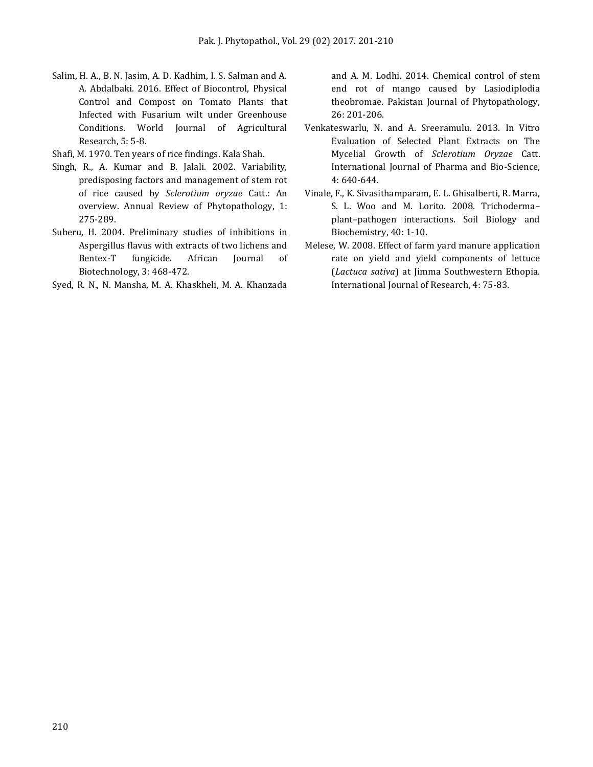Salim, H. A., B. N. Jasim, A. D. Kadhim, I. S. Salman and A. A. Abdalbaki. 2016. Effect of Biocontrol, Physical Control and Compost on Tomato Plants that Infected with Fusarium wilt under Greenhouse Conditions. World Journal of Agricultural Research, 5: 5-8.

Shafi, M. 1970. Ten years of rice findings. Kala Shah.

Singh, R., A. Kumar and B. Jalali. 2002. Variability, predisposing factors and management of stem rot of rice caused by *Sclerotium oryzae* Catt.: An overview. Annual Review of Phytopathology, 1: 275-289.

Suberu, H. 2004. Preliminary studies of inhibitions in Aspergillus flavus with extracts of two lichens and Bentex-T fungicide. African Journal of Biotechnology, 3: 468-472.

Syed, R. N., N. Mansha, M. A. Khaskheli, M. A. Khanzada and A. M. Lodhi. 2014. Chemical control of stem end rot of mango caused by Lasiodiplodia theobromae. Pakistan Journal of Phytopathology, 26: 201-206.

Venkateswarlu, N. and A. Sreeramulu. 2013. In Vitro Evaluation of Selected Plant Extracts on The Mycelial Growth of *Sclerotium Oryzae* Catt. International Journal of Pharma and Bio-Science, 4: 640-644.

Vinale, F., K. Sivasithamparam, E. L. Ghisalberti, R. Marra, S. L. Woo and M. Lorito. 2008. Trichoderma–plant–pathogen interactions. Soil Biology and Biochemistry, 40: 1-10.

Melese, W. 2008. Effect of farm yard manure application rate on yield and yield components of lettuce (*Lactuca sativa*) at Jimma Southwestern Ethopia. International Journal of Research, 4: 75-83.